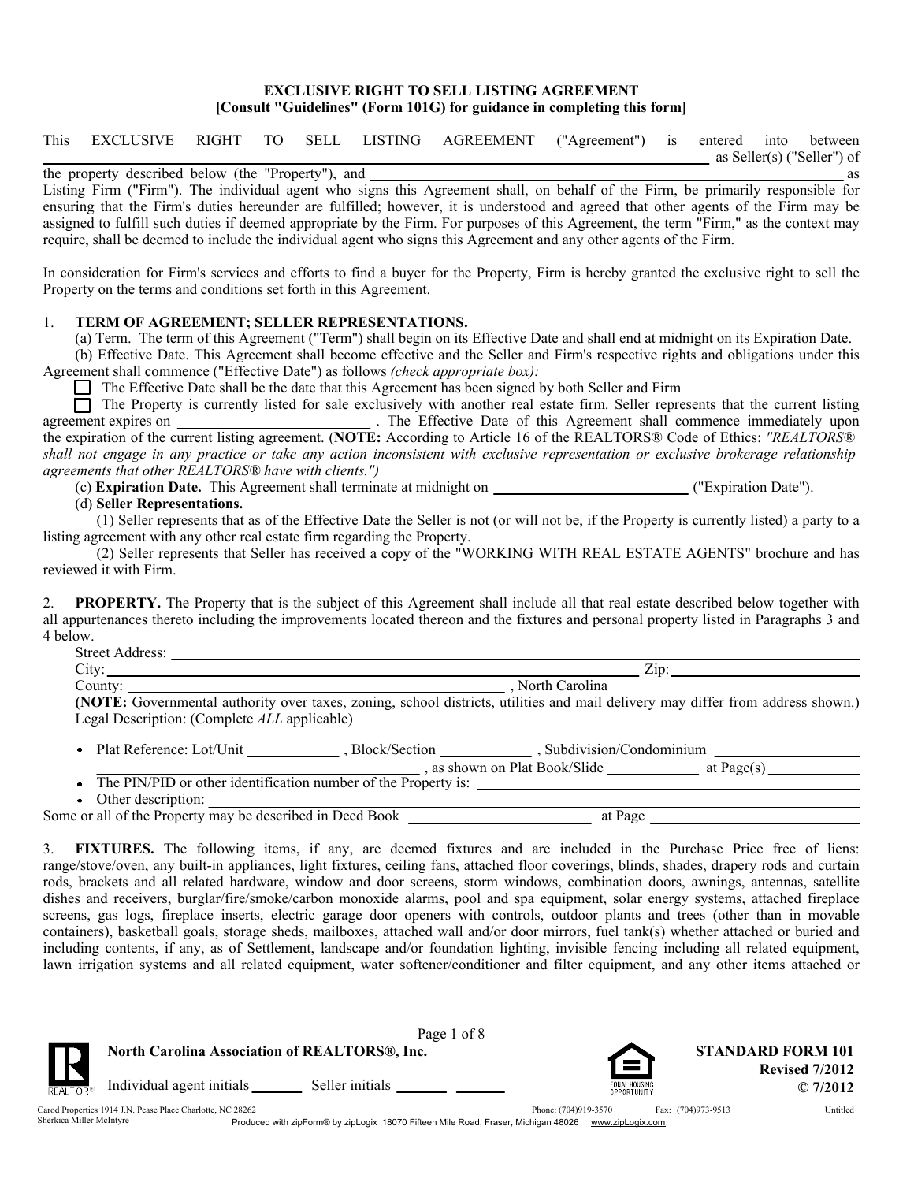# EXCLUSIVE RIGHT TO SELL LISTING AGREEMENT
**[Consult "Guidelines" (Form 101G) for guidance in completing this form]**

This EXCLUSIVE RIGHT TO SELL LISTING AGREEMENT ("Agreement") is entered into between ______________________________ as Seller(s) ("Seller") of the property described below (the "Property"), and ______________________________ as Listing Firm ("Firm"). The individual agent who signs this Agreement shall, on behalf of the Firm, be primarily responsible for ensuring that the Firm's duties hereunder are fulfilled; however, it is understood and agreed that other agents of the Firm may be assigned to fulfill such duties if deemed appropriate by the Firm. For purposes of this Agreement, the term "Firm," as the context may require, shall be deemed to include the individual agent who signs this Agreement and any other agents of the Firm.

In consideration for Firm's services and efforts to find a buyer for the Property, Firm is hereby granted the exclusive right to sell the Property on the terms and conditions set forth in this Agreement.

1. **TERM OF AGREEMENT; SELLER REPRESENTATIONS.**

(a) Term. The term of this Agreement ("Term") shall begin on its Effective Date and shall end at midnight on its Expiration Date.

(b) Effective Date. This Agreement shall become effective and the Seller and Firm's respective rights and obligations under this Agreement shall commence ("Effective Date") as follows *(check appropriate box):*

☐ The Effective Date shall be the date that this Agreement has been signed by both Seller and Firm

☐ The Property is currently listed for sale exclusively with another real estate firm. Seller represents that the current listing agreement expires on ______________________ . The Effective Date of this Agreement shall commence immediately upon the expiration of the current listing agreement. (**NOTE:** According to Article 16 of the REALTORS® Code of Ethics: *"REALTORS® shall not engage in any practice or take any action inconsistent with exclusive representation or exclusive brokerage relationship agreements that other REALTORS® have with clients.")*

(c) **Expiration Date.** This Agreement shall terminate at midnight on ______________________ ("Expiration Date").

(d) **Seller Representations.**

(1) Seller represents that as of the Effective Date the Seller is not (or will not be, if the Property is currently listed) a party to a listing agreement with any other real estate firm regarding the Property.

(2) Seller represents that Seller has received a copy of the "WORKING WITH REAL ESTATE AGENTS" brochure and has reviewed it with Firm.

2. **PROPERTY.** The Property that is the subject of this Agreement shall include all that real estate described below together with all appurtenances thereto including the improvements located thereon and the fixtures and personal property listed in Paragraphs 3 and 4 below.

Street Address: ______________________________

City: ______________________________ Zip: ______________

County: ______________________________ , North Carolina

**(NOTE:** Governmental authority over taxes, zoning, school districts, utilities and mail delivery may differ from address shown.)

Legal Description: (Complete *ALL* applicable)

- Plat Reference: Lot/Unit __________ , Block/Section __________ , Subdivision/Condominium ______________________________ , as shown on Plat Book/Slide __________ at Page(s) __________
- The PIN/PID or other identification number of the Property is: ______________________________
- Other description: ______________________________

Some or all of the Property may be described in Deed Book ______________________ at Page ______________________

3. **FIXTURES.** The following items, if any, are deemed fixtures and are included in the Purchase Price free of liens: range/stove/oven, any built-in appliances, light fixtures, ceiling fans, attached floor coverings, blinds, shades, drapery rods and curtain rods, brackets and all related hardware, window and door screens, storm windows, combination doors, awnings, antennas, satellite dishes and receivers, burglar/fire/smoke/carbon monoxide alarms, pool and spa equipment, solar energy systems, attached fireplace screens, gas logs, fireplace inserts, electric garage door openers with controls, outdoor plants and trees (other than in movable containers), basketball goals, storage sheds, mailboxes, attached wall and/or door mirrors, fuel tank(s) whether attached or buried and including contents, if any, as of Settlement, landscape and/or foundation lighting, invisible fencing including all related equipment, lawn irrigation systems and all related equipment, water softener/conditioner and filter equipment, and any other items attached or

North Carolina Association of REALTORS®, Inc.

Individual agent initials ________ Seller initials ________ ________

STANDARD FORM 101
Revised 7/2012
© 7/2012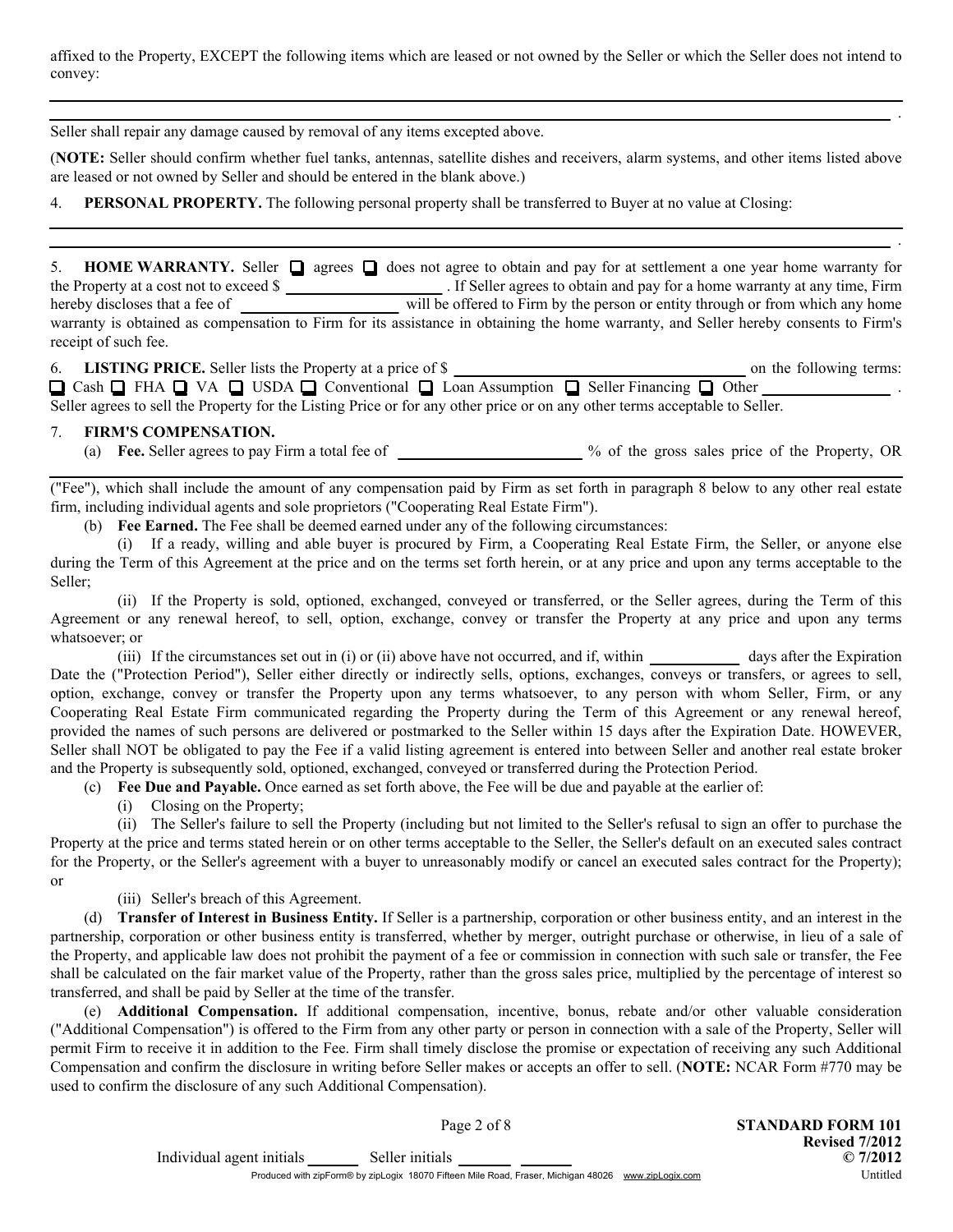affixed to the Property, EXCEPT the following items which are leased or not owned by the Seller or which the Seller does not intend to convey:

______________________________________________________________________________________________________
______________________________________________________________________________________________________.

Seller shall repair any damage caused by removal of any items excepted above.

(**NOTE:** Seller should confirm whether fuel tanks, antennas, satellite dishes and receivers, alarm systems, and other items listed above are leased or not owned by Seller and should be entered in the blank above.)

4. **PERSONAL PROPERTY.** The following personal property shall be transferred to Buyer at no value at Closing:

______________________________________________________________________________________________________
______________________________________________________________________________________________________.

5. **HOME WARRANTY.** Seller ☐ agrees ☐ does not agree to obtain and pay for at settlement a one year home warranty for the Property at a cost not to exceed $ ____________________ . If Seller agrees to obtain and pay for a home warranty at any time, Firm hereby discloses that a fee of ____________________ will be offered to Firm by the person or entity through or from which any home warranty is obtained as compensation to Firm for its assistance in obtaining the home warranty, and Seller hereby consents to Firm's receipt of such fee.

6. **LISTING PRICE.** Seller lists the Property at a price of $ ____________________________________ on the following terms: ☐ Cash ☐ FHA ☐ VA ☐ USDA ☐ Conventional ☐ Loan Assumption ☐ Seller Financing ☐ Other ________________ . Seller agrees to sell the Property for the Listing Price or for any other price or on any other terms acceptable to Seller.

7. **FIRM'S COMPENSATION.**

(a) **Fee.** Seller agrees to pay Firm a total fee of ______________________ % of the gross sales price of the Property, OR ______________________________________________________________________________________________________ ("Fee"), which shall include the amount of any compensation paid by Firm as set forth in paragraph 8 below to any other real estate firm, including individual agents and sole proprietors ("Cooperating Real Estate Firm").

(b) **Fee Earned.** The Fee shall be deemed earned under any of the following circumstances:

(i) If a ready, willing and able buyer is procured by Firm, a Cooperating Real Estate Firm, the Seller, or anyone else during the Term of this Agreement at the price and on the terms set forth herein, or at any price and upon any terms acceptable to the Seller;

(ii) If the Property is sold, optioned, exchanged, conveyed or transferred, or the Seller agrees, during the Term of this Agreement or any renewal hereof, to sell, option, exchange, convey or transfer the Property at any price and upon any terms whatsoever; or

(iii) If the circumstances set out in (i) or (ii) above have not occurred, and if, within ___________ days after the Expiration Date the ("Protection Period"), Seller either directly or indirectly sells, options, exchanges, conveys or transfers, or agrees to sell, option, exchange, convey or transfer the Property upon any terms whatsoever, to any person with whom Seller, Firm, or any Cooperating Real Estate Firm communicated regarding the Property during the Term of this Agreement or any renewal hereof, provided the names of such persons are delivered or postmarked to the Seller within 15 days after the Expiration Date. HOWEVER, Seller shall NOT be obligated to pay the Fee if a valid listing agreement is entered into between Seller and another real estate broker and the Property is subsequently sold, optioned, exchanged, conveyed or transferred during the Protection Period.

(c) **Fee Due and Payable.** Once earned as set forth above, the Fee will be due and payable at the earlier of:

(i) Closing on the Property;

(ii) The Seller's failure to sell the Property (including but not limited to the Seller's refusal to sign an offer to purchase the Property at the price and terms stated herein or on other terms acceptable to the Seller, the Seller's default on an executed sales contract for the Property, or the Seller's agreement with a buyer to unreasonably modify or cancel an executed sales contract for the Property); or

(iii) Seller's breach of this Agreement.

(d) **Transfer of Interest in Business Entity.** If Seller is a partnership, corporation or other business entity, and an interest in the partnership, corporation or other business entity is transferred, whether by merger, outright purchase or otherwise, in lieu of a sale of the Property, and applicable law does not prohibit the payment of a fee or commission in connection with such sale or transfer, the Fee shall be calculated on the fair market value of the Property, rather than the gross sales price, multiplied by the percentage of interest so transferred, and shall be paid by Seller at the time of the transfer.

(e) **Additional Compensation.** If additional compensation, incentive, bonus, rebate and/or other valuable consideration ("Additional Compensation") is offered to the Firm from any other party or person in connection with a sale of the Property, Seller will permit Firm to receive it in addition to the Fee. Firm shall timely disclose the promise or expectation of receiving any such Additional Compensation and confirm the disclosure in writing before Seller makes or accepts an offer to sell. (**NOTE:** NCAR Form #770 may be used to confirm the disclosure of any such Additional Compensation).

Individual agent initials _______ Seller initials _______ _______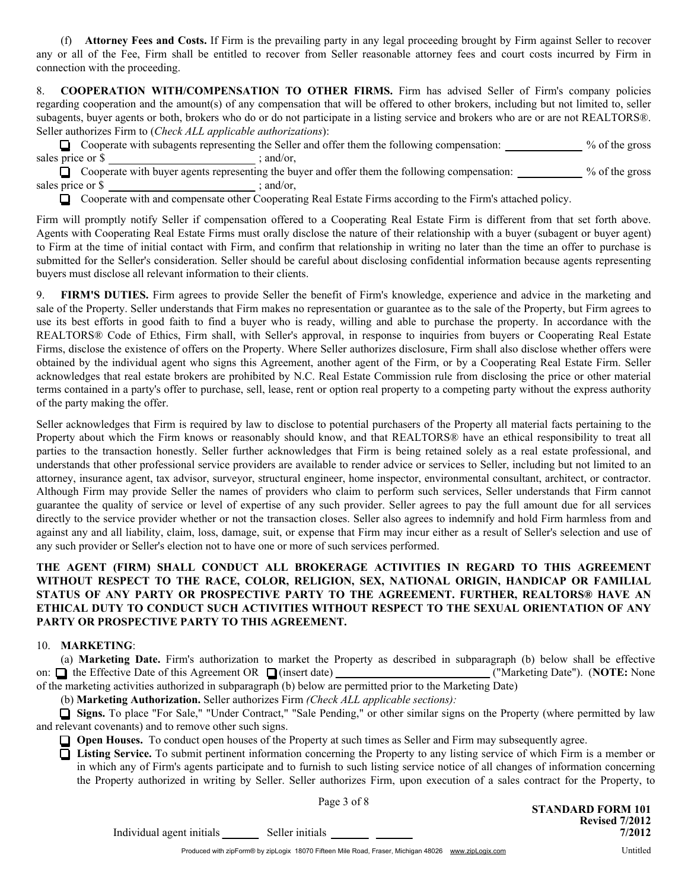(f) **Attorney Fees and Costs.** If Firm is the prevailing party in any legal proceeding brought by Firm against Seller to recover any or all of the Fee, Firm shall be entitled to recover from Seller reasonable attorney fees and court costs incurred by Firm in connection with the proceeding.

8. **COOPERATION WITH/COMPENSATION TO OTHER FIRMS.** Firm has advised Seller of Firm's company policies regarding cooperation and the amount(s) of any compensation that will be offered to other brokers, including but not limited to, seller subagents, buyer agents or both, brokers who do or do not participate in a listing service and brokers who are or are not REALTORS®. Seller authorizes Firm to (*Check ALL applicable authorizations*):

☐ Cooperate with subagents representing the Seller and offer them the following compensation: ______________ % of the gross sales price or $ __________________________ ; and/or,

☐ Cooperate with buyer agents representing the buyer and offer them the following compensation: ____________ % of the gross sales price or $ __________________________ ; and/or,

☐ Cooperate with and compensate other Cooperating Real Estate Firms according to the Firm's attached policy.

Firm will promptly notify Seller if compensation offered to a Cooperating Real Estate Firm is different from that set forth above. Agents with Cooperating Real Estate Firms must orally disclose the nature of their relationship with a buyer (subagent or buyer agent) to Firm at the time of initial contact with Firm, and confirm that relationship in writing no later than the time an offer to purchase is submitted for the Seller's consideration. Seller should be careful about disclosing confidential information because agents representing buyers must disclose all relevant information to their clients.

9. **FIRM'S DUTIES.** Firm agrees to provide Seller the benefit of Firm's knowledge, experience and advice in the marketing and sale of the Property. Seller understands that Firm makes no representation or guarantee as to the sale of the Property, but Firm agrees to use its best efforts in good faith to find a buyer who is ready, willing and able to purchase the property. In accordance with the REALTORS® Code of Ethics, Firm shall, with Seller's approval, in response to inquiries from buyers or Cooperating Real Estate Firms, disclose the existence of offers on the Property. Where Seller authorizes disclosure, Firm shall also disclose whether offers were obtained by the individual agent who signs this Agreement, another agent of the Firm, or by a Cooperating Real Estate Firm. Seller acknowledges that real estate brokers are prohibited by N.C. Real Estate Commission rule from disclosing the price or other material terms contained in a party's offer to purchase, sell, lease, rent or option real property to a competing party without the express authority of the party making the offer.

Seller acknowledges that Firm is required by law to disclose to potential purchasers of the Property all material facts pertaining to the Property about which the Firm knows or reasonably should know, and that REALTORS® have an ethical responsibility to treat all parties to the transaction honestly. Seller further acknowledges that Firm is being retained solely as a real estate professional, and understands that other professional service providers are available to render advice or services to Seller, including but not limited to an attorney, insurance agent, tax advisor, surveyor, structural engineer, home inspector, environmental consultant, architect, or contractor. Although Firm may provide Seller the names of providers who claim to perform such services, Seller understands that Firm cannot guarantee the quality of service or level of expertise of any such provider. Seller agrees to pay the full amount due for all services directly to the service provider whether or not the transaction closes. Seller also agrees to indemnify and hold Firm harmless from and against any and all liability, claim, loss, damage, suit, or expense that Firm may incur either as a result of Seller's selection and use of any such provider or Seller's election not to have one or more of such services performed.

**THE AGENT (FIRM) SHALL CONDUCT ALL BROKERAGE ACTIVITIES IN REGARD TO THIS AGREEMENT WITHOUT RESPECT TO THE RACE, COLOR, RELIGION, SEX, NATIONAL ORIGIN, HANDICAP OR FAMILIAL STATUS OF ANY PARTY OR PROSPECTIVE PARTY TO THE AGREEMENT. FURTHER, REALTORS® HAVE AN ETHICAL DUTY TO CONDUCT SUCH ACTIVITIES WITHOUT RESPECT TO THE SEXUAL ORIENTATION OF ANY PARTY OR PROSPECTIVE PARTY TO THIS AGREEMENT.**

10. **MARKETING**:

(a) **Marketing Date.** Firm's authorization to market the Property as described in subparagraph (b) below shall be effective on: ☐ the Effective Date of this Agreement OR ☐ (insert date) ____________________________ ("Marketing Date"). (**NOTE:** None of the marketing activities authorized in subparagraph (b) below are permitted prior to the Marketing Date)

(b) **Marketing Authorization.** Seller authorizes Firm *(Check ALL applicable sections):*

☐ **Signs.** To place "For Sale," "Under Contract," "Sale Pending," or other similar signs on the Property (where permitted by law and relevant covenants) and to remove other such signs.

☐ **Open Houses.** To conduct open houses of the Property at such times as Seller and Firm may subsequently agree.

☐ **Listing Service.** To submit pertinent information concerning the Property to any listing service of which Firm is a member or in which any of Firm's agents participate and to furnish to such listing service notice of all changes of information concerning the Property authorized in writing by Seller. Seller authorizes Firm, upon execution of a sales contract for the Property, to

Individual agent initials _______ Seller initials _______ _______

**STANDARD FORM 101**
**Revised 7/2012**
**7/2012**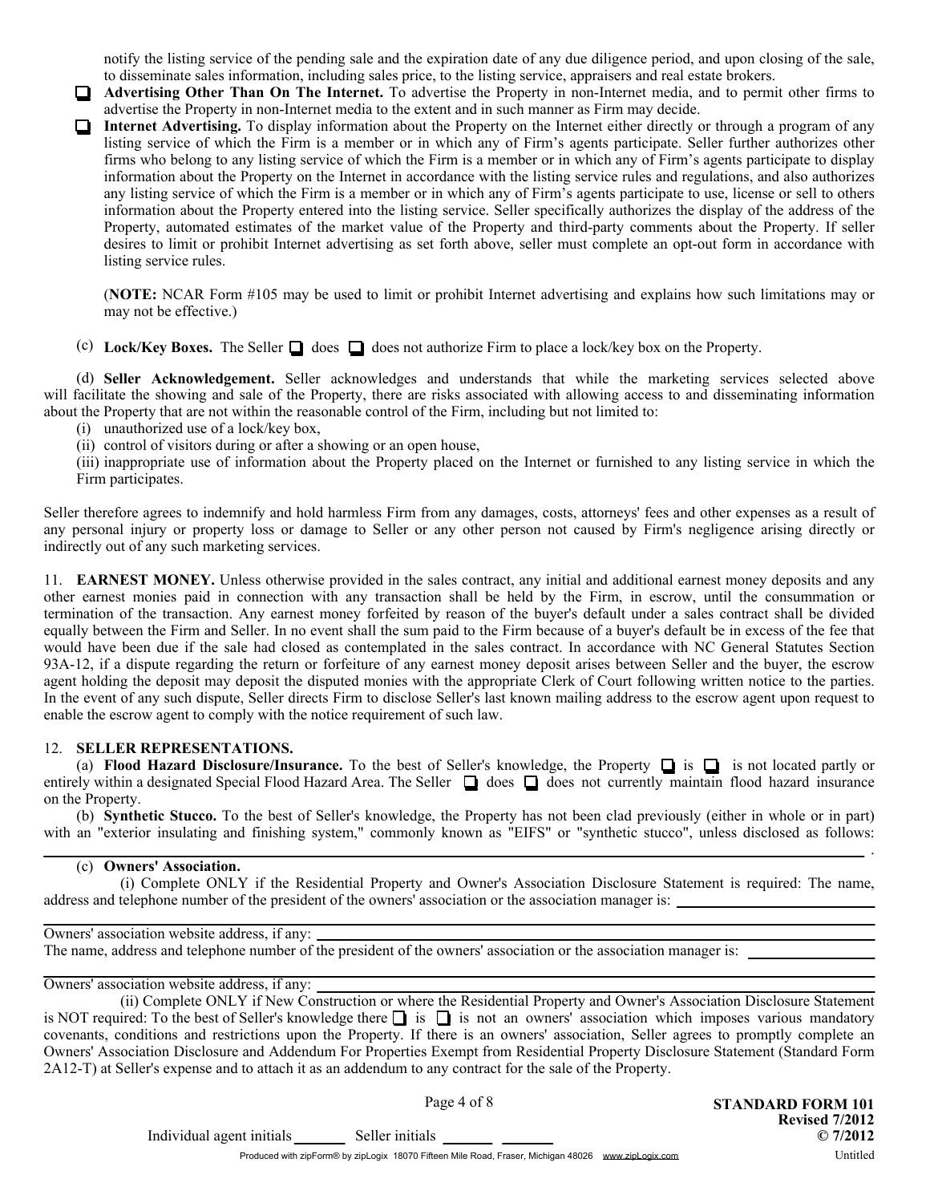notify the listing service of the pending sale and the expiration date of any due diligence period, and upon closing of the sale, to disseminate sales information, including sales price, to the listing service, appraisers and real estate brokers.

☐ **Advertising Other Than On The Internet.** To advertise the Property in non-Internet media, and to permit other firms to advertise the Property in non-Internet media to the extent and in such manner as Firm may decide.

☐ **Internet Advertising.** To display information about the Property on the Internet either directly or through a program of any listing service of which the Firm is a member or in which any of Firm's agents participate. Seller further authorizes other firms who belong to any listing service of which the Firm is a member or in which any of Firm's agents participate to display information about the Property on the Internet in accordance with the listing service rules and regulations, and also authorizes any listing service of which the Firm is a member or in which any of Firm's agents participate to use, license or sell to others information about the Property entered into the listing service. Seller specifically authorizes the display of the address of the Property, automated estimates of the market value of the Property and third-party comments about the Property. If seller desires to limit or prohibit Internet advertising as set forth above, seller must complete an opt-out form in accordance with listing service rules.

(**NOTE:** NCAR Form #105 may be used to limit or prohibit Internet advertising and explains how such limitations may or may not be effective.)

(c) **Lock/Key Boxes.** The Seller ☐ does ☐ does not authorize Firm to place a lock/key box on the Property.

(d) **Seller Acknowledgement.** Seller acknowledges and understands that while the marketing services selected above will facilitate the showing and sale of the Property, there are risks associated with allowing access to and disseminating information about the Property that are not within the reasonable control of the Firm, including but not limited to:

(i) unauthorized use of a lock/key box,

(ii) control of visitors during or after a showing or an open house,

(iii) inappropriate use of information about the Property placed on the Internet or furnished to any listing service in which the Firm participates.

Seller therefore agrees to indemnify and hold harmless Firm from any damages, costs, attorneys' fees and other expenses as a result of any personal injury or property loss or damage to Seller or any other person not caused by Firm's negligence arising directly or indirectly out of any such marketing services.

11. **EARNEST MONEY.** Unless otherwise provided in the sales contract, any initial and additional earnest money deposits and any other earnest monies paid in connection with any transaction shall be held by the Firm, in escrow, until the consummation or termination of the transaction. Any earnest money forfeited by reason of the buyer's default under a sales contract shall be divided equally between the Firm and Seller. In no event shall the sum paid to the Firm because of a buyer's default be in excess of the fee that would have been due if the sale had closed as contemplated in the sales contract. In accordance with NC General Statutes Section 93A-12, if a dispute regarding the return or forfeiture of any earnest money deposit arises between Seller and the buyer, the escrow agent holding the deposit may deposit the disputed monies with the appropriate Clerk of Court following written notice to the parties. In the event of any such dispute, Seller directs Firm to disclose Seller's last known mailing address to the escrow agent upon request to enable the escrow agent to comply with the notice requirement of such law.

12. **SELLER REPRESENTATIONS.**

(a) **Flood Hazard Disclosure/Insurance.** To the best of Seller's knowledge, the Property ☐ is ☐ is not located partly or entirely within a designated Special Flood Hazard Area. The Seller ☐ does ☐ does not currently maintain flood hazard insurance on the Property.

(b) **Synthetic Stucco.** To the best of Seller's knowledge, the Property has not been clad previously (either in whole or in part) with an "exterior insulating and finishing system," commonly known as "EIFS" or "synthetic stucco", unless disclosed as follows: ______________________________.

(c) **Owners' Association.**

(i) Complete ONLY if the Residential Property and Owner's Association Disclosure Statement is required: The name, address and telephone number of the president of the owners' association or the association manager is: ______________________________

Owners' association website address, if any: ______________________________

The name, address and telephone number of the president of the owners' association or the association manager is: ______________________________

Owners' association website address, if any: ______________________________

(ii) Complete ONLY if New Construction or where the Residential Property and Owner's Association Disclosure Statement is NOT required: To the best of Seller's knowledge there ☐ is ☐ is not an owners' association which imposes various mandatory covenants, conditions and restrictions upon the Property. If there is an owners' association, Seller agrees to promptly complete an Owners' Association Disclosure and Addendum For Properties Exempt from Residential Property Disclosure Statement (Standard Form 2A12-T) at Seller's expense and to attach it as an addendum to any contract for the sale of the Property.

Individual agent initials ______ Seller initials ______ ______

STANDARD FORM 101
Revised 7/2012
© 7/2012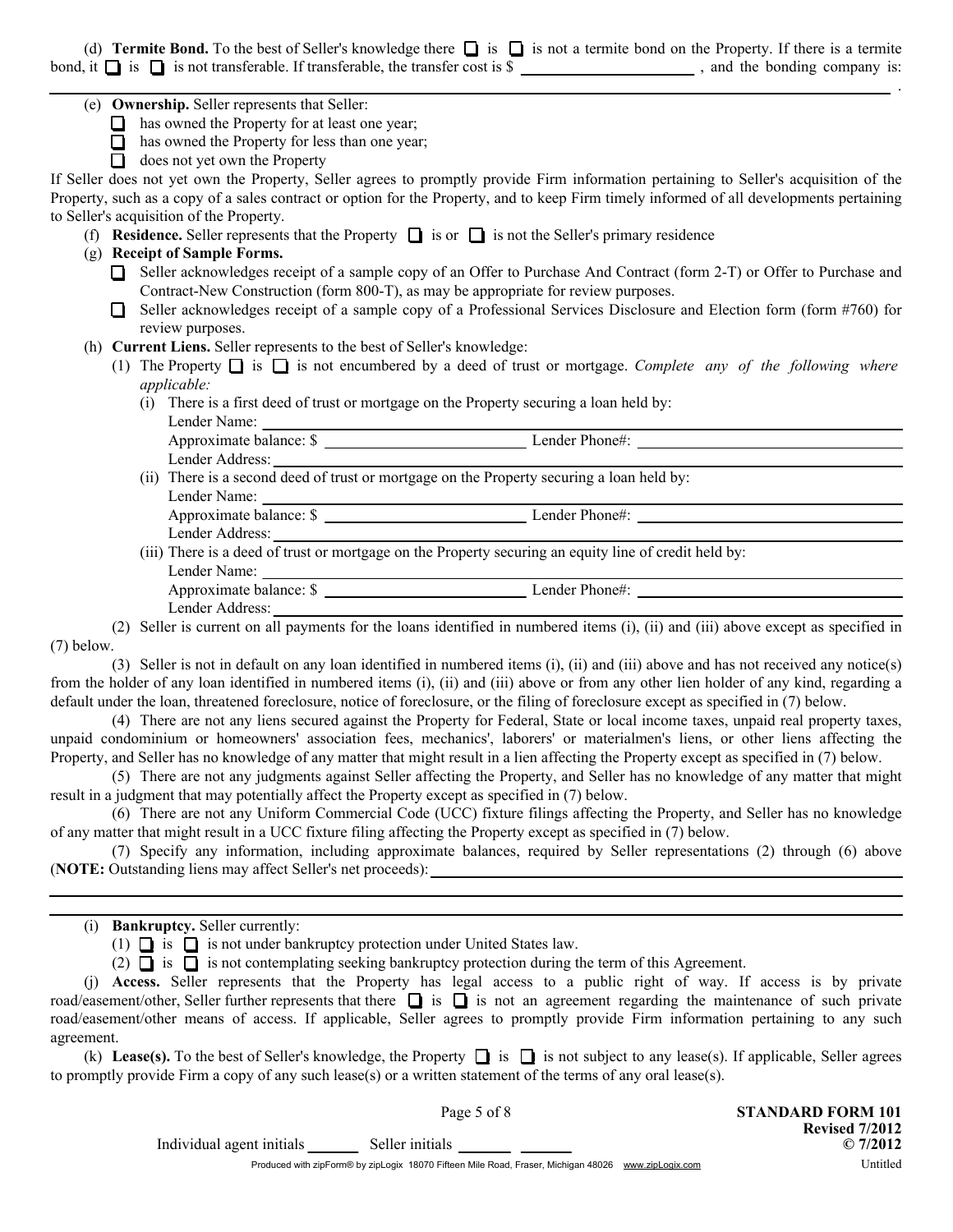(d) **Termite Bond.** To the best of Seller's knowledge there ☐ is ☐ is not a termite bond on the Property. If there is a termite bond, it ☐ is ☐ is not transferable. If transferable, the transfer cost is $ ______________________ , and the bonding company is: ______________________________________________________________________________________________________________ .

(e) **Ownership.** Seller represents that Seller:

- ☐ has owned the Property for at least one year;
- ☐ has owned the Property for less than one year;
- ☐ does not yet own the Property

If Seller does not yet own the Property, Seller agrees to promptly provide Firm information pertaining to Seller's acquisition of the Property, such as a copy of a sales contract or option for the Property, and to keep Firm timely informed of all developments pertaining to Seller's acquisition of the Property.

(f) **Residence.** Seller represents that the Property ☐ is or ☐ is not the Seller's primary residence

(g) **Receipt of Sample Forms.**

- ☐ Seller acknowledges receipt of a sample copy of an Offer to Purchase And Contract (form 2-T) or Offer to Purchase and Contract-New Construction (form 800-T), as may be appropriate for review purposes.
- ☐ Seller acknowledges receipt of a sample copy of a Professional Services Disclosure and Election form (form #760) for review purposes.

(h) **Current Liens.** Seller represents to the best of Seller's knowledge:

(1) The Property ☐ is ☐ is not encumbered by a deed of trust or mortgage. *Complete any of the following where applicable:*

(i) There is a first deed of trust or mortgage on the Property securing a loan held by:
Lender Name: ______________________________________________
Approximate balance: $ ______________________ Lender Phone#: ______________________
Lender Address: ______________________________________________

(ii) There is a second deed of trust or mortgage on the Property securing a loan held by:
Lender Name: ______________________________________________
Approximate balance: $ ______________________ Lender Phone#: ______________________
Lender Address: ______________________________________________

(iii) There is a deed of trust or mortgage on the Property securing an equity line of credit held by:
Lender Name: ______________________________________________
Approximate balance: $ ______________________ Lender Phone#: ______________________
Lender Address: ______________________________________________

(2) Seller is current on all payments for the loans identified in numbered items (i), (ii) and (iii) above except as specified in (7) below.

(3) Seller is not in default on any loan identified in numbered items (i), (ii) and (iii) above and has not received any notice(s) from the holder of any loan identified in numbered items (i), (ii) and (iii) above or from any other lien holder of any kind, regarding a default under the loan, threatened foreclosure, notice of foreclosure, or the filing of foreclosure except as specified in (7) below.

(4) There are not any liens secured against the Property for Federal, State or local income taxes, unpaid real property taxes, unpaid condominium or homeowners' association fees, mechanics', laborers' or materialmen's liens, or other liens affecting the Property, and Seller has no knowledge of any matter that might result in a lien affecting the Property except as specified in (7) below.

(5) There are not any judgments against Seller affecting the Property, and Seller has no knowledge of any matter that might result in a judgment that may potentially affect the Property except as specified in (7) below.

(6) There are not any Uniform Commercial Code (UCC) fixture filings affecting the Property, and Seller has no knowledge of any matter that might result in a UCC fixture filing affecting the Property except as specified in (7) below.

(7) Specify any information, including approximate balances, required by Seller representations (2) through (6) above (**NOTE:** Outstanding liens may affect Seller's net proceeds): ______________________________________________
______________________________________________________________________________________________________________
______________________________________________________________________________________________________________

(i) **Bankruptcy.** Seller currently:

(1) ☐ is ☐ is not under bankruptcy protection under United States law.

(2) ☐ is ☐ is not contemplating seeking bankruptcy protection during the term of this Agreement.

(j) **Access.** Seller represents that the Property has legal access to a public right of way. If access is by private road/easement/other, Seller further represents that there ☐ is ☐ is not an agreement regarding the maintenance of such private road/easement/other means of access. If applicable, Seller agrees to promptly provide Firm information pertaining to any such agreement.

(k) **Lease(s).** To the best of Seller's knowledge, the Property ☐ is ☐ is not subject to any lease(s). If applicable, Seller agrees to promptly provide Firm a copy of any such lease(s) or a written statement of the terms of any oral lease(s).

Individual agent initials _______ Seller initials _______ _______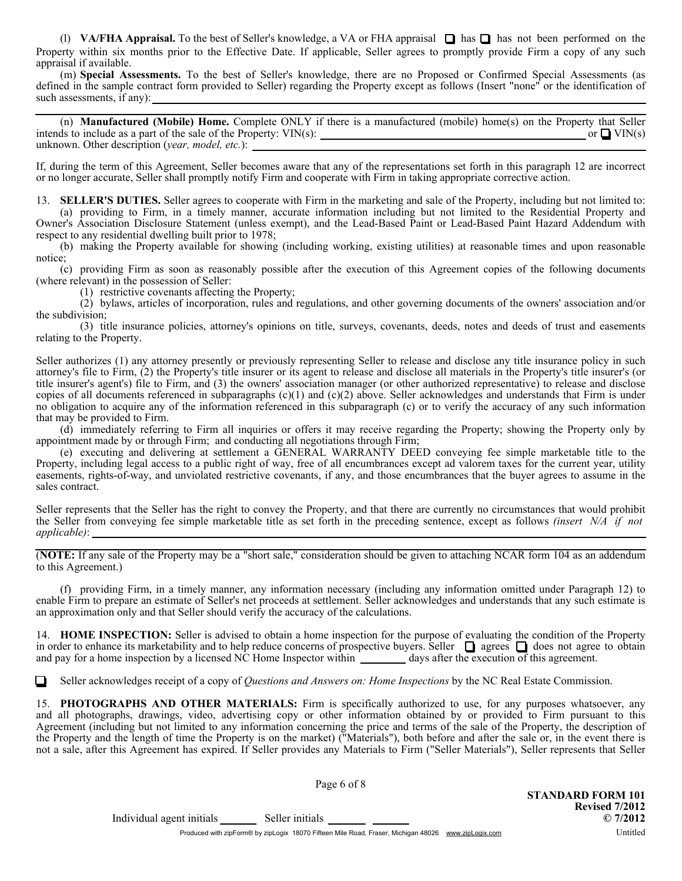(l) **VA/FHA Appraisal.** To the best of Seller's knowledge, a VA or FHA appraisal ☐ has ☐ has not been performed on the Property within six months prior to the Effective Date. If applicable, Seller agrees to promptly provide Firm a copy of any such appraisal if available.

(m) **Special Assessments.** To the best of Seller's knowledge, there are no Proposed or Confirmed Special Assessments (as defined in the sample contract form provided to Seller) regarding the Property except as follows (Insert "none" or the identification of such assessments, if any): ______________________________________________________________

(n) **Manufactured (Mobile) Home.** Complete ONLY if there is a manufactured (mobile) home(s) on the Property that Seller intends to include as a part of the sale of the Property: VIN(s): ______________________________ or ☐ VIN(s) unknown. Other description (*year, model, etc.*): ______________________________

If, during the term of this Agreement, Seller becomes aware that any of the representations set forth in this paragraph 12 are incorrect or no longer accurate, Seller shall promptly notify Firm and cooperate with Firm in taking appropriate corrective action.

13. **SELLER'S DUTIES.** Seller agrees to cooperate with Firm in the marketing and sale of the Property, including but not limited to:

(a) providing to Firm, in a timely manner, accurate information including but not limited to the Residential Property and Owner's Association Disclosure Statement (unless exempt), and the Lead-Based Paint or Lead-Based Paint Hazard Addendum with respect to any residential dwelling built prior to 1978;

(b) making the Property available for showing (including working, existing utilities) at reasonable times and upon reasonable notice;

(c) providing Firm as soon as reasonably possible after the execution of this Agreement copies of the following documents (where relevant) in the possession of Seller:

(1) restrictive covenants affecting the Property;

(2) bylaws, articles of incorporation, rules and regulations, and other governing documents of the owners' association and/or the subdivision;

(3) title insurance policies, attorney's opinions on title, surveys, covenants, deeds, notes and deeds of trust and easements relating to the Property.

Seller authorizes (1) any attorney presently or previously representing Seller to release and disclose any title insurance policy in such attorney's file to Firm, (2) the Property's title insurer or its agent to release and disclose all materials in the Property's title insurer's (or title insurer's agent's) file to Firm, and (3) the owners' association manager (or other authorized representative) to release and disclose copies of all documents referenced in subparagraphs (c)(1) and (c)(2) above. Seller acknowledges and understands that Firm is under no obligation to acquire any of the information referenced in this subparagraph (c) or to verify the accuracy of any such information that may be provided to Firm.

(d) immediately referring to Firm all inquiries or offers it may receive regarding the Property; showing the Property only by appointment made by or through Firm; and conducting all negotiations through Firm;

(e) executing and delivering at settlement a GENERAL WARRANTY DEED conveying fee simple marketable title to the Property, including legal access to a public right of way, free of all encumbrances except ad valorem taxes for the current year, utility easements, rights-of-way, and unviolated restrictive covenants, if any, and those encumbrances that the buyer agrees to assume in the sales contract.

Seller represents that the Seller has the right to convey the Property, and that there are currently no circumstances that would prohibit the Seller from conveying fee simple marketable title as set forth in the preceding sentence, except as follows *(insert N/A if not applicable)*: ______________________________

(**NOTE:** If any sale of the Property may be a "short sale," consideration should be given to attaching NCAR form 104 as an addendum to this Agreement.)

(f) providing Firm, in a timely manner, any information necessary (including any information omitted under Paragraph 12) to enable Firm to prepare an estimate of Seller's net proceeds at settlement. Seller acknowledges and understands that any such estimate is an approximation only and that Seller should verify the accuracy of the calculations.

14. **HOME INSPECTION:** Seller is advised to obtain a home inspection for the purpose of evaluating the condition of the Property in order to enhance its marketability and to help reduce concerns of prospective buyers. Seller ☐ agrees ☐ does not agree to obtain and pay for a home inspection by a licensed NC Home Inspector within ________ days after the execution of this agreement.

☐ Seller acknowledges receipt of a copy of *Questions and Answers on: Home Inspections* by the NC Real Estate Commission.

15. **PHOTOGRAPHS AND OTHER MATERIALS:** Firm is specifically authorized to use, for any purposes whatsoever, any and all photographs, drawings, video, advertising copy or other information obtained by or provided to Firm pursuant to this Agreement (including but not limited to any information concerning the price and terms of the sale of the Property, the description of the Property and the length of time the Property is on the market) ("Materials"), both before and after the sale or, in the event there is not a sale, after this Agreement has expired. If Seller provides any Materials to Firm ("Seller Materials"), Seller represents that Seller

Individual agent initials _______ Seller initials _______ _______

**STANDARD FORM 101**
**Revised 7/2012**
**© 7/2012**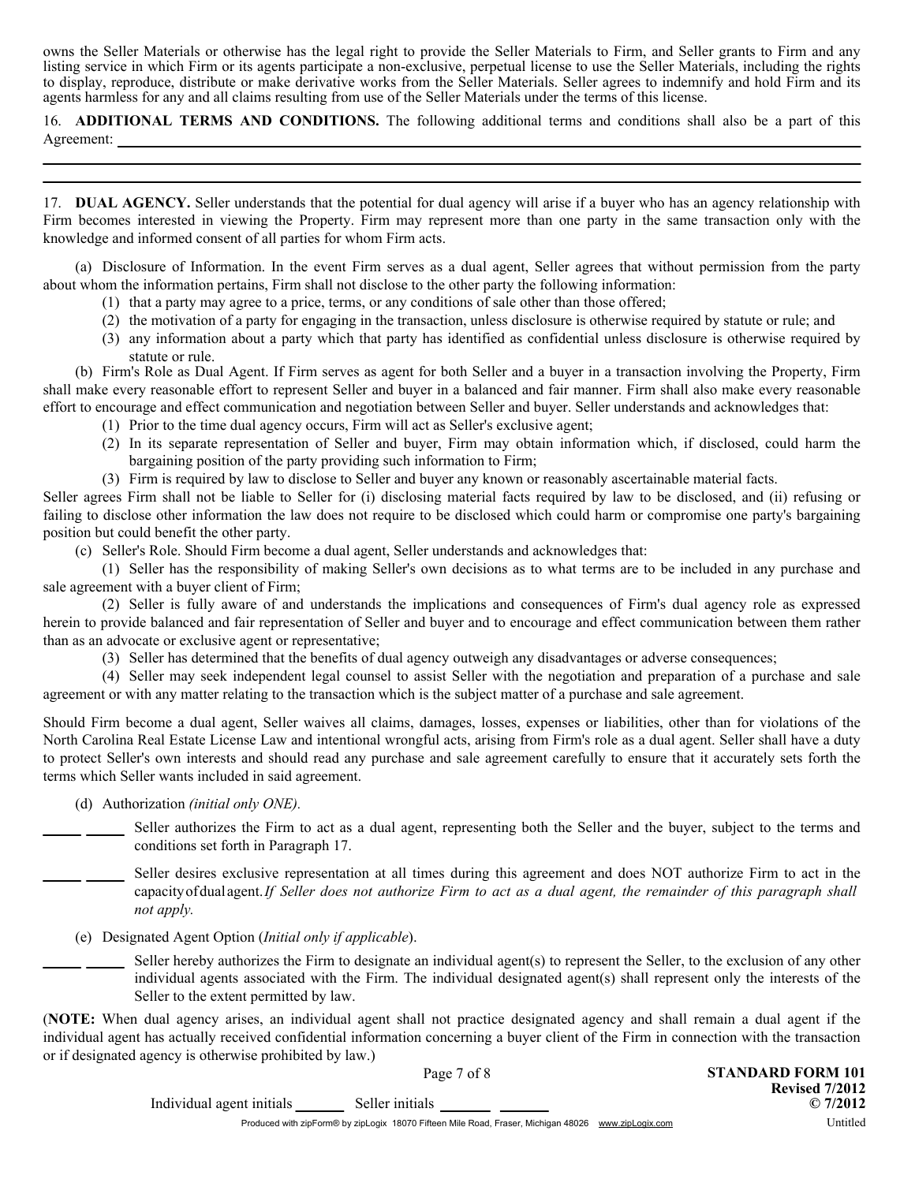owns the Seller Materials or otherwise has the legal right to provide the Seller Materials to Firm, and Seller grants to Firm and any listing service in which Firm or its agents participate a non-exclusive, perpetual license to use the Seller Materials, including the rights to display, reproduce, distribute or make derivative works from the Seller Materials. Seller agrees to indemnify and hold Firm and its agents harmless for any and all claims resulting from use of the Seller Materials under the terms of this license.

16. **ADDITIONAL TERMS AND CONDITIONS.** The following additional terms and conditions shall also be a part of this Agreement: ______________________________________________________________________________

______________________________________________________________________________

______________________________________________________________________________

17. **DUAL AGENCY.** Seller understands that the potential for dual agency will arise if a buyer who has an agency relationship with Firm becomes interested in viewing the Property. Firm may represent more than one party in the same transaction only with the knowledge and informed consent of all parties for whom Firm acts.

(a) Disclosure of Information. In the event Firm serves as a dual agent, Seller agrees that without permission from the party about whom the information pertains, Firm shall not disclose to the other party the following information:

(1) that a party may agree to a price, terms, or any conditions of sale other than those offered;

(2) the motivation of a party for engaging in the transaction, unless disclosure is otherwise required by statute or rule; and

(3) any information about a party which that party has identified as confidential unless disclosure is otherwise required by statute or rule.

(b) Firm's Role as Dual Agent. If Firm serves as agent for both Seller and a buyer in a transaction involving the Property, Firm shall make every reasonable effort to represent Seller and buyer in a balanced and fair manner. Firm shall also make every reasonable effort to encourage and effect communication and negotiation between Seller and buyer. Seller understands and acknowledges that:

(1) Prior to the time dual agency occurs, Firm will act as Seller's exclusive agent;

(2) In its separate representation of Seller and buyer, Firm may obtain information which, if disclosed, could harm the bargaining position of the party providing such information to Firm;

(3) Firm is required by law to disclose to Seller and buyer any known or reasonably ascertainable material facts.

Seller agrees Firm shall not be liable to Seller for (i) disclosing material facts required by law to be disclosed, and (ii) refusing or failing to disclose other information the law does not require to be disclosed which could harm or compromise one party's bargaining position but could benefit the other party.

(c) Seller's Role. Should Firm become a dual agent, Seller understands and acknowledges that:

(1) Seller has the responsibility of making Seller's own decisions as to what terms are to be included in any purchase and sale agreement with a buyer client of Firm;

(2) Seller is fully aware of and understands the implications and consequences of Firm's dual agency role as expressed herein to provide balanced and fair representation of Seller and buyer and to encourage and effect communication between them rather than as an advocate or exclusive agent or representative;

(3) Seller has determined that the benefits of dual agency outweigh any disadvantages or adverse consequences;

(4) Seller may seek independent legal counsel to assist Seller with the negotiation and preparation of a purchase and sale agreement or with any matter relating to the transaction which is the subject matter of a purchase and sale agreement.

Should Firm become a dual agent, Seller waives all claims, damages, losses, expenses or liabilities, other than for violations of the North Carolina Real Estate License Law and intentional wrongful acts, arising from Firm's role as a dual agent. Seller shall have a duty to protect Seller's own interests and should read any purchase and sale agreement carefully to ensure that it accurately sets forth the terms which Seller wants included in said agreement.

(d) Authorization *(initial only ONE).*

_____ _____ Seller authorizes the Firm to act as a dual agent, representing both the Seller and the buyer, subject to the terms and conditions set forth in Paragraph 17.

_____ _____ Seller desires exclusive representation at all times during this agreement and does NOT authorize Firm to act in the capacity of dual agent. *If Seller does not authorize Firm to act as a dual agent, the remainder of this paragraph shall not apply.*

(e) Designated Agent Option (*Initial only if applicable*).

_____ _____ Seller hereby authorizes the Firm to designate an individual agent(s) to represent the Seller, to the exclusion of any other individual agents associated with the Firm. The individual designated agent(s) shall represent only the interests of the Seller to the extent permitted by law.

(**NOTE:** When dual agency arises, an individual agent shall not practice designated agency and shall remain a dual agent if the individual agent has actually received confidential information concerning a buyer client of the Firm in connection with the transaction or if designated agency is otherwise prohibited by law.)

Individual agent initials _______ Seller initials _______ _______

**STANDARD FORM 101**
**Revised 7/2012**
**© 7/2012**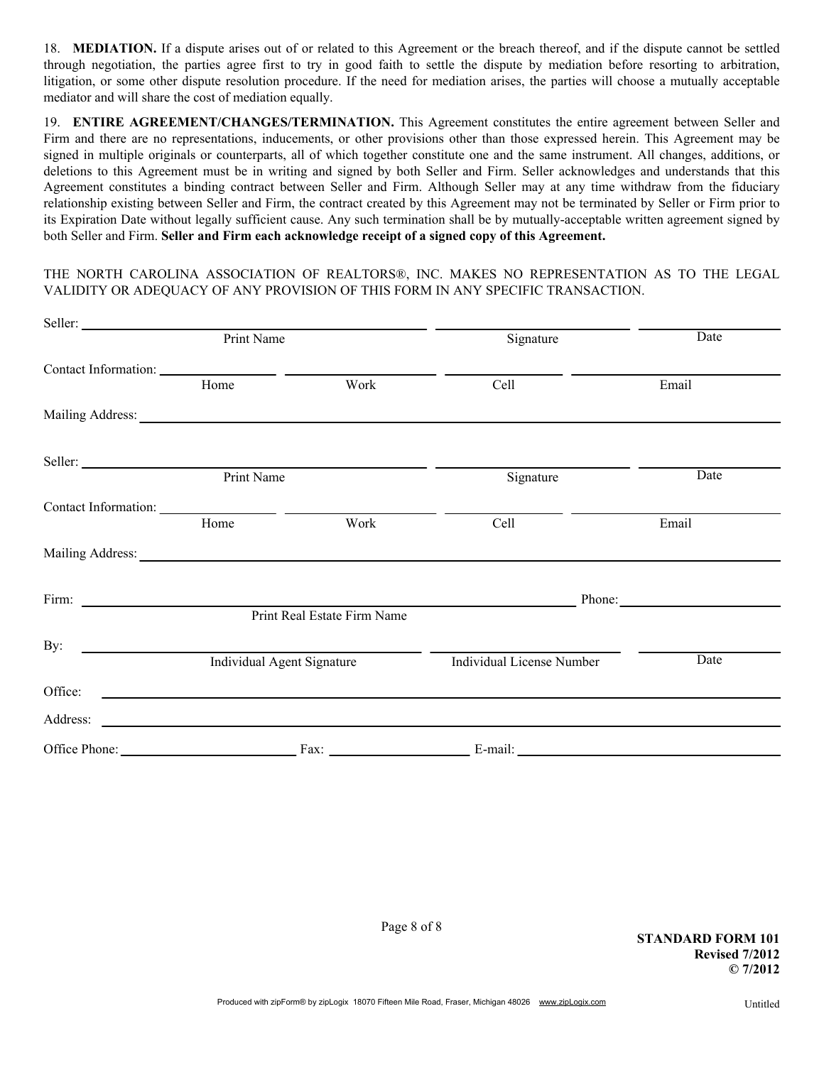18. **MEDIATION.** If a dispute arises out of or related to this Agreement or the breach thereof, and if the dispute cannot be settled through negotiation, the parties agree first to try in good faith to settle the dispute by mediation before resorting to arbitration, litigation, or some other dispute resolution procedure. If the need for mediation arises, the parties will choose a mutually acceptable mediator and will share the cost of mediation equally.

19. **ENTIRE AGREEMENT/CHANGES/TERMINATION.** This Agreement constitutes the entire agreement between Seller and Firm and there are no representations, inducements, or other provisions other than those expressed herein. This Agreement may be signed in multiple originals or counterparts, all of which together constitute one and the same instrument. All changes, additions, or deletions to this Agreement must be in writing and signed by both Seller and Firm. Seller acknowledges and understands that this Agreement constitutes a binding contract between Seller and Firm. Although Seller may at any time withdraw from the fiduciary relationship existing between Seller and Firm, the contract created by this Agreement may not be terminated by Seller or Firm prior to its Expiration Date without legally sufficient cause. Any such termination shall be by mutually-acceptable written agreement signed by both Seller and Firm. **Seller and Firm each acknowledge receipt of a signed copy of this Agreement.**

THE NORTH CAROLINA ASSOCIATION OF REALTORS®, INC. MAKES NO REPRESENTATION AS TO THE LEGAL VALIDITY OR ADEQUACY OF ANY PROVISION OF THIS FORM IN ANY SPECIFIC TRANSACTION.

Seller: ______________________________ ______________________ ______________
Print Name Signature Date

Contact Information: ____________ ____________ ____________ ____________
Home Work Cell Email

Mailing Address: ______________________________________________________________

Seller: ______________________________ ______________________ ______________
Print Name Signature Date

Contact Information: ____________ ____________ ____________ ____________
Home Work Cell Email

Mailing Address: ______________________________________________________________

Firm: ______________________________________________ Phone: ______________
Print Real Estate Firm Name

By: ______________________________ ______________________ ______________
Individual Agent Signature Individual License Number Date

Office: ______________________________________________________________

Address: ______________________________________________________________

Office Phone: ______________ Fax: ______________ E-mail: ______________

STANDARD FORM 101
Revised 7/2012
© 7/2012